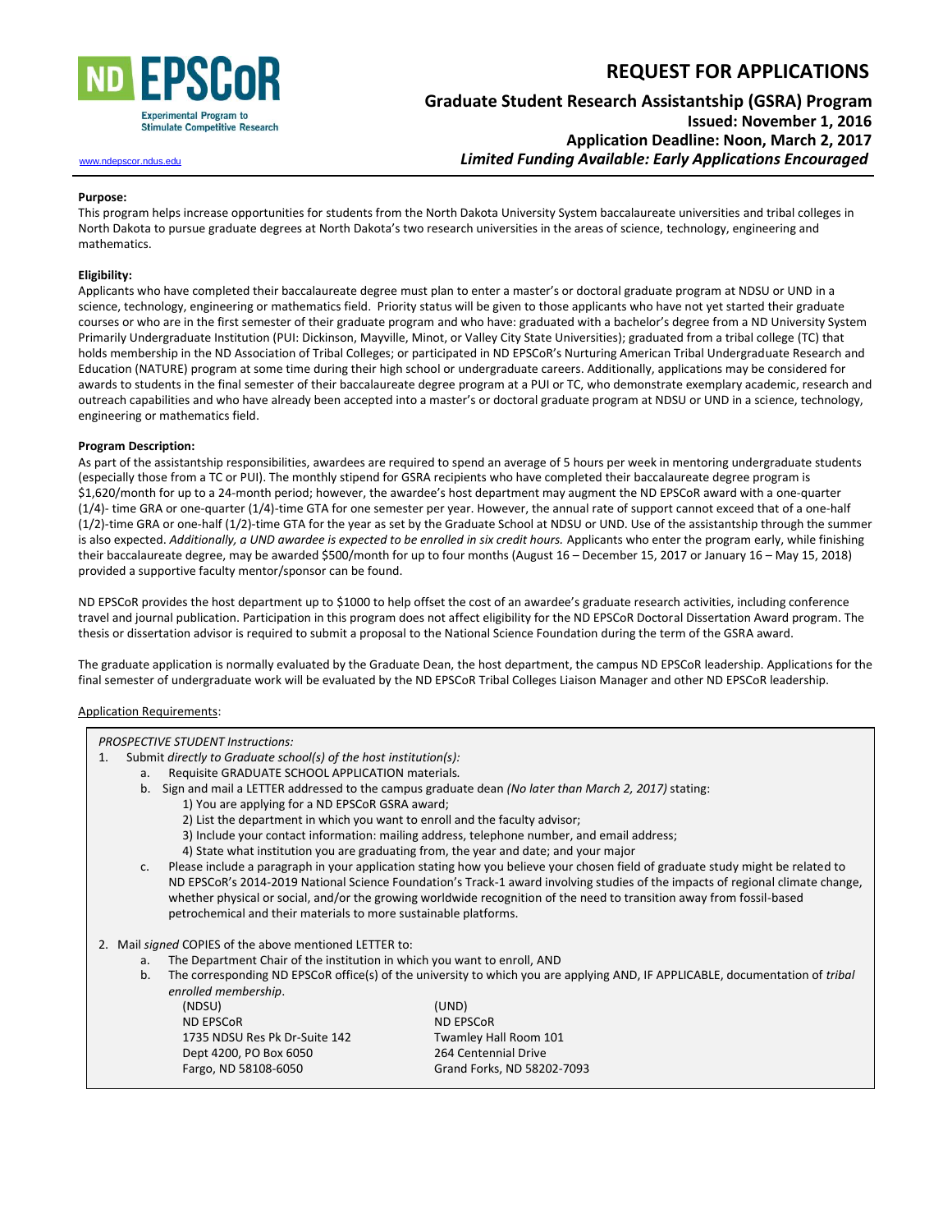ND EPSCoR
Experimental Program to Stimulate Competitive Research

www.ndepscor.ndus.edu

# REQUEST FOR APPLICATIONS

## Graduate Student Research Assistantship (GSRA) Program

**Issued: November 1, 2016**

**Application Deadline: Noon, March 2, 2017**

***Limited Funding Available: Early Applications Encouraged***

**Purpose:**

This program helps increase opportunities for students from the North Dakota University System baccalaureate universities and tribal colleges in North Dakota to pursue graduate degrees at North Dakota's two research universities in the areas of science, technology, engineering and mathematics.

**Eligibility:**

Applicants who have completed their baccalaureate degree must plan to enter a master's or doctoral graduate program at NDSU or UND in a science, technology, engineering or mathematics field. Priority status will be given to those applicants who have not yet started their graduate courses or who are in the first semester of their graduate program and who have: graduated with a bachelor's degree from a ND University System Primarily Undergraduate Institution (PUI: Dickinson, Mayville, Minot, or Valley City State Universities); graduated from a tribal college (TC) that holds membership in the ND Association of Tribal Colleges; or participated in ND EPSCoR's Nurturing American Tribal Undergraduate Research and Education (NATURE) program at some time during their high school or undergraduate careers. Additionally, applications may be considered for awards to students in the final semester of their baccalaureate degree program at a PUI or TC, who demonstrate exemplary academic, research and outreach capabilities and who have already been accepted into a master's or doctoral graduate program at NDSU or UND in a science, technology, engineering or mathematics field.

**Program Description:**

As part of the assistantship responsibilities, awardees are required to spend an average of 5 hours per week in mentoring undergraduate students (especially those from a TC or PUI). The monthly stipend for GSRA recipients who have completed their baccalaureate degree program is $1,620/month for up to a 24-month period; however, the awardee's host department may augment the ND EPSCoR award with a one-quarter (1/4)- time GRA or one-quarter (1/4)-time GTA for one semester per year. However, the annual rate of support cannot exceed that of a one-half (1/2)-time GRA or one-half (1/2)-time GTA for the year as set by the Graduate School at NDSU or UND. Use of the assistantship through the summer is also expected. *Additionally, a UND awardee is expected to be enrolled in six credit hours.* Applicants who enter the program early, while finishing their baccalaureate degree, may be awarded $500/month for up to four months (August 16 – December 15, 2017 or January 16 – May 15, 2018) provided a supportive faculty mentor/sponsor can be found.

ND EPSCoR provides the host department up to $1000 to help offset the cost of an awardee's graduate research activities, including conference travel and journal publication. Participation in this program does not affect eligibility for the ND EPSCoR Doctoral Dissertation Award program. The thesis or dissertation advisor is required to submit a proposal to the National Science Foundation during the term of the GSRA award.

The graduate application is normally evaluated by the Graduate Dean, the host department, the campus ND EPSCoR leadership. Applications for the final semester of undergraduate work will be evaluated by the ND EPSCoR Tribal Colleges Liaison Manager and other ND EPSCoR leadership.

Application Requirements:

*PROSPECTIVE STUDENT Instructions:*

1. Submit *directly to Graduate school(s) of the host institution(s):*
   a. Requisite GRADUATE SCHOOL APPLICATION materials*.*
   b. Sign and mail a LETTER addressed to the campus graduate dean *(No later than March 2, 2017)* stating:
      1) You are applying for a ND EPSCoR GSRA award;
      2) List the department in which you want to enroll and the faculty advisor;
      3) Include your contact information: mailing address, telephone number, and email address;
      4) State what institution you are graduating from, the year and date; and your major
   c. Please include a paragraph in your application stating how you believe your chosen field of graduate study might be related to ND EPSCoR's 2014-2019 National Science Foundation's Track-1 award involving studies of the impacts of regional climate change, whether physical or social, and/or the growing worldwide recognition of the need to transition away from fossil-based petrochemical and their materials to more sustainable platforms.

2. Mail *signed* COPIES of the above mentioned LETTER to:
   a. The Department Chair of the institution in which you want to enroll, AND
   b. The corresponding ND EPSCoR office(s) of the university to which you are applying AND, IF APPLICABLE, documentation of *tribal enrolled membership*.

      (NDSU)
      ND EPSCoR
      1735 NDSU Res Pk Dr-Suite 142
      Dept 4200, PO Box 6050
      Fargo, ND 58108-6050

      (UND)
      ND EPSCoR
      Twamley Hall Room 101
      264 Centennial Drive
      Grand Forks, ND 58202-7093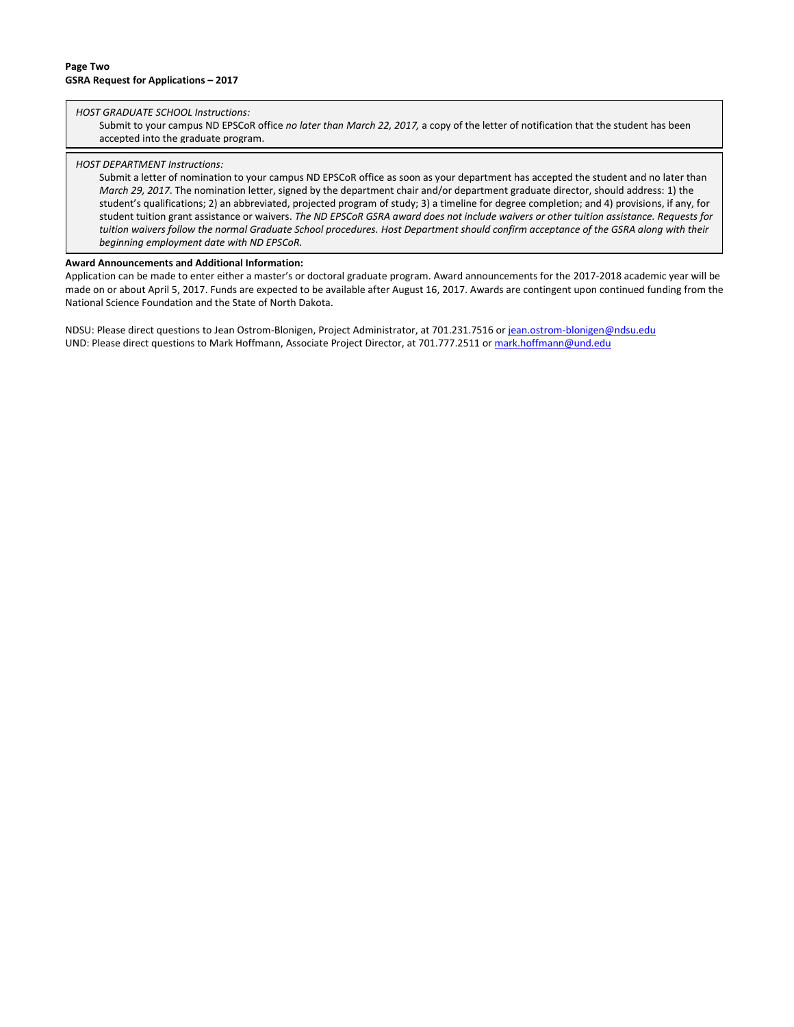*HOST GRADUATE SCHOOL Instructions:*

Submit to your campus ND EPSCoR office *no later than March 22, 2017,* a copy of the letter of notification that the student has been accepted into the graduate program.

*HOST DEPARTMENT Instructions:*

Submit a letter of nomination to your campus ND EPSCoR office as soon as your department has accepted the student and no later than *March 29, 2017*. The nomination letter, signed by the department chair and/or department graduate director, should address: 1) the student's qualifications; 2) an abbreviated, projected program of study; 3) a timeline for degree completion; and 4) provisions, if any, for student tuition grant assistance or waivers. *The ND EPSCoR GSRA award does not include waivers or other tuition assistance. Requests for tuition waivers follow the normal Graduate School procedures. Host Department should confirm acceptance of the GSRA along with their beginning employment date with ND EPSCoR.*

**Award Announcements and Additional Information:**

Application can be made to enter either a master's or doctoral graduate program. Award announcements for the 2017-2018 academic year will be made on or about April 5, 2017. Funds are expected to be available after August 16, 2017. Awards are contingent upon continued funding from the National Science Foundation and the State of North Dakota.

NDSU: Please direct questions to Jean Ostrom-Blonigen, Project Administrator, at 701.231.7516 or jean.ostrom-blonigen@ndsu.edu
UND: Please direct questions to Mark Hoffmann, Associate Project Director, at 701.777.2511 or mark.hoffmann@und.edu